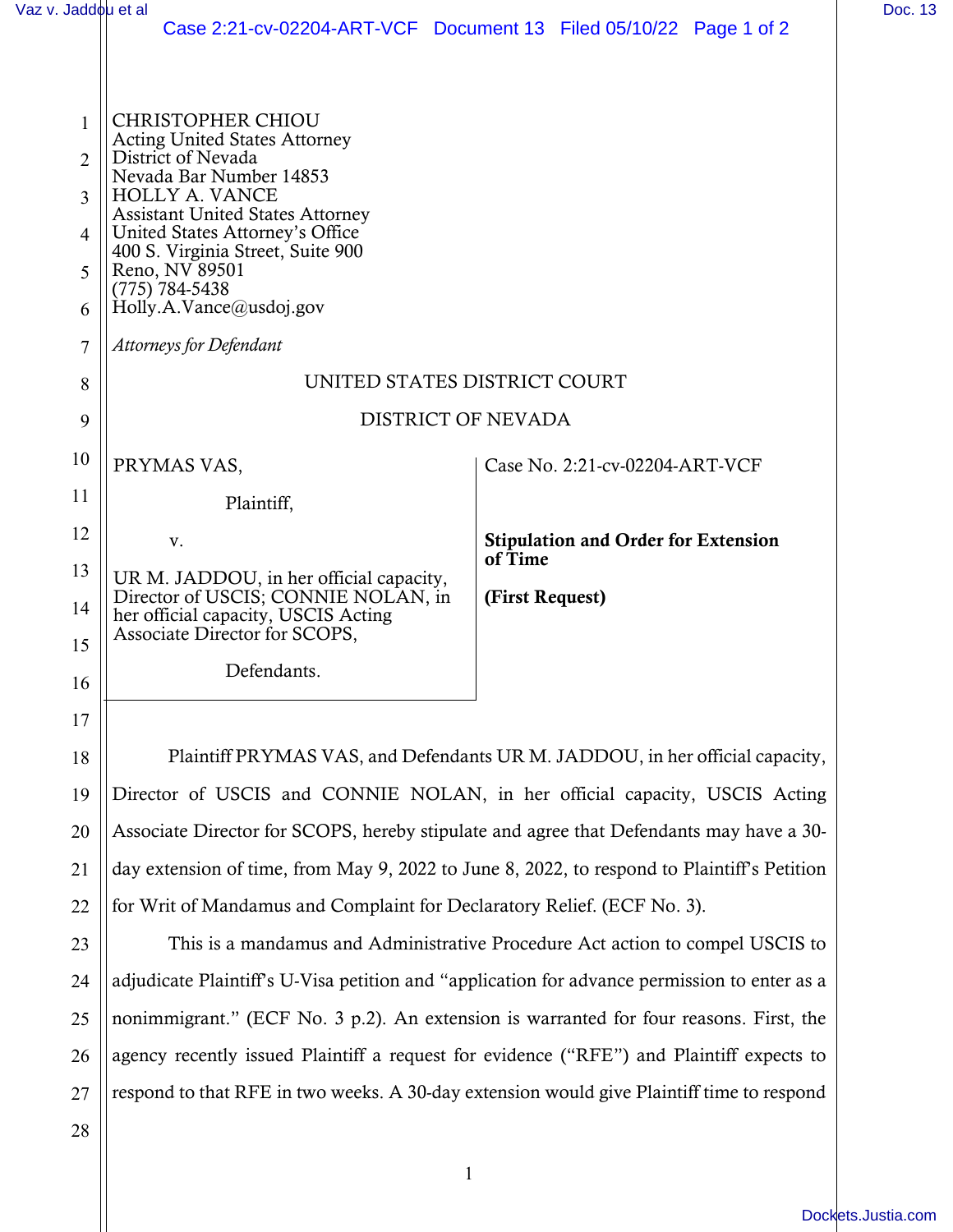CHRISTOPHER CHIOU
Acting United States Attorney
District of Nevada
Nevada Bar Number 14853
HOLLY A. VANCE
Assistant United States Attorney
United States Attorney's Office
400 S. Virginia Street, Suite 900
Reno, NV 89501
(775) 784-5438
Holly.A.Vance@usdoj.gov

*Attorneys for Defendant*

UNITED STATES DISTRICT COURT

DISTRICT OF NEVADA

PRYMAS VAS,

Plaintiff,

v.

UR M. JADDOU, in her official capacity, Director of USCIS; CONNIE NOLAN, in her official capacity, USCIS Acting Associate Director for SCOPS,

Defendants.

Case No. 2:21-cv-02204-ART-VCF

**Stipulation and Order for Extension of Time**

**(First Request)**

Plaintiff PRYMAS VAS, and Defendants UR M. JADDOU, in her official capacity, Director of USCIS and CONNIE NOLAN, in her official capacity, USCIS Acting Associate Director for SCOPS, hereby stipulate and agree that Defendants may have a 30-day extension of time, from May 9, 2022 to June 8, 2022, to respond to Plaintiff's Petition for Writ of Mandamus and Complaint for Declaratory Relief. (ECF No. 3).

This is a mandamus and Administrative Procedure Act action to compel USCIS to adjudicate Plaintiff's U-Visa petition and "application for advance permission to enter as a nonimmigrant." (ECF No. 3 p.2). An extension is warranted for four reasons. First, the agency recently issued Plaintiff a request for evidence ("RFE") and Plaintiff expects to respond to that RFE in two weeks. A 30-day extension would give Plaintiff time to respond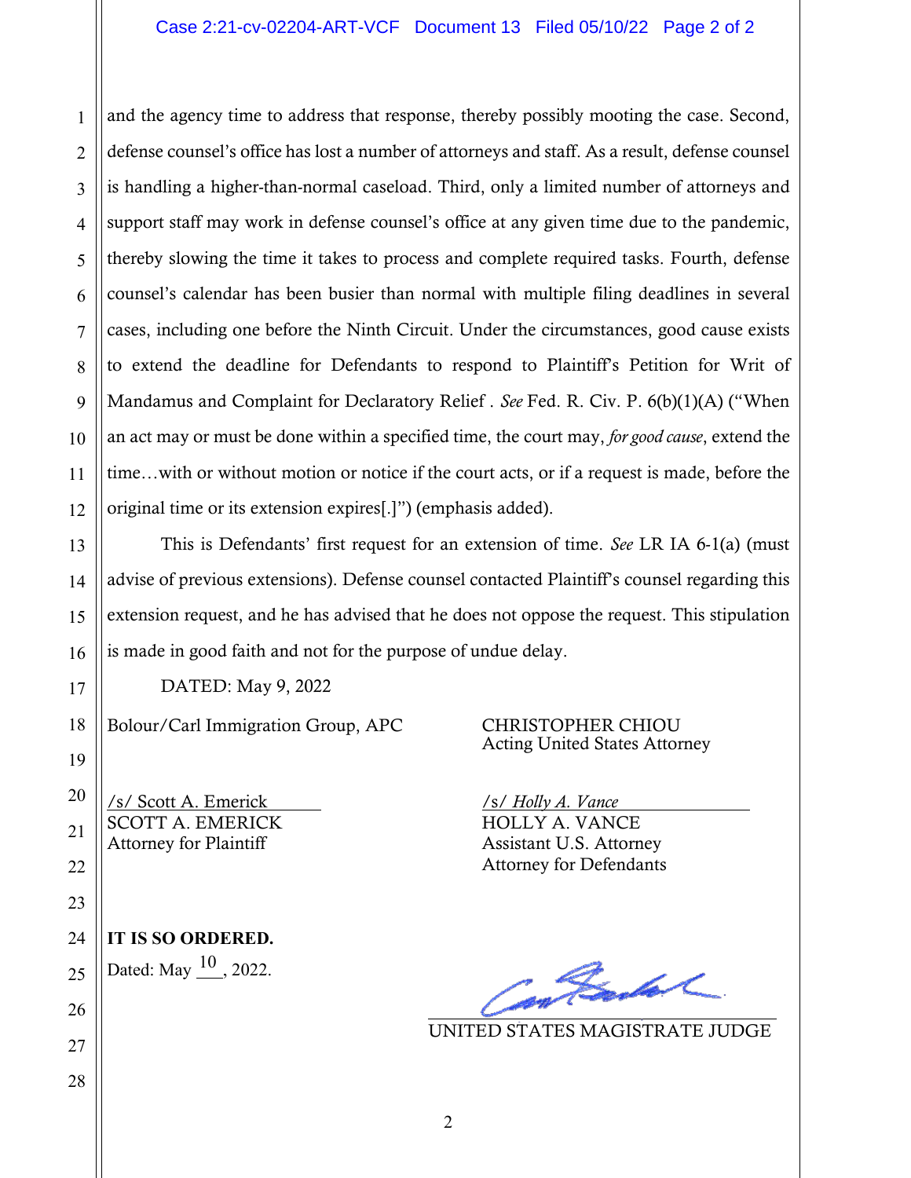and the agency time to address that response, thereby possibly mooting the case. Second, defense counsel's office has lost a number of attorneys and staff. As a result, defense counsel is handling a higher-than-normal caseload. Third, only a limited number of attorneys and support staff may work in defense counsel's office at any given time due to the pandemic, thereby slowing the time it takes to process and complete required tasks. Fourth, defense counsel's calendar has been busier than normal with multiple filing deadlines in several cases, including one before the Ninth Circuit. Under the circumstances, good cause exists to extend the deadline for Defendants to respond to Plaintiff's Petition for Writ of Mandamus and Complaint for Declaratory Relief . *See* Fed. R. Civ. P. 6(b)(1)(A) ("When an act may or must be done within a specified time, the court may, *for good cause*, extend the time…with or without motion or notice if the court acts, or if a request is made, before the original time or its extension expires[.]") (emphasis added).

This is Defendants' first request for an extension of time. *See* LR IA 6-1(a) (must advise of previous extensions). Defense counsel contacted Plaintiff's counsel regarding this extension request, and he has advised that he does not oppose the request. This stipulation is made in good faith and not for the purpose of undue delay.

DATED: May 9, 2022

Bolour/Carl Immigration Group, APC

/s/ Scott A. Emerick
SCOTT A. EMERICK
Attorney for Plaintiff

CHRISTOPHER CHIOU
Acting United States Attorney

*/s/ Holly A. Vance*
HOLLY A. VANCE
Assistant U.S. Attorney
Attorney for Defendants

**IT IS SO ORDERED.**

Dated: May 10, 2022.

UNITED STATES MAGISTRATE JUDGE